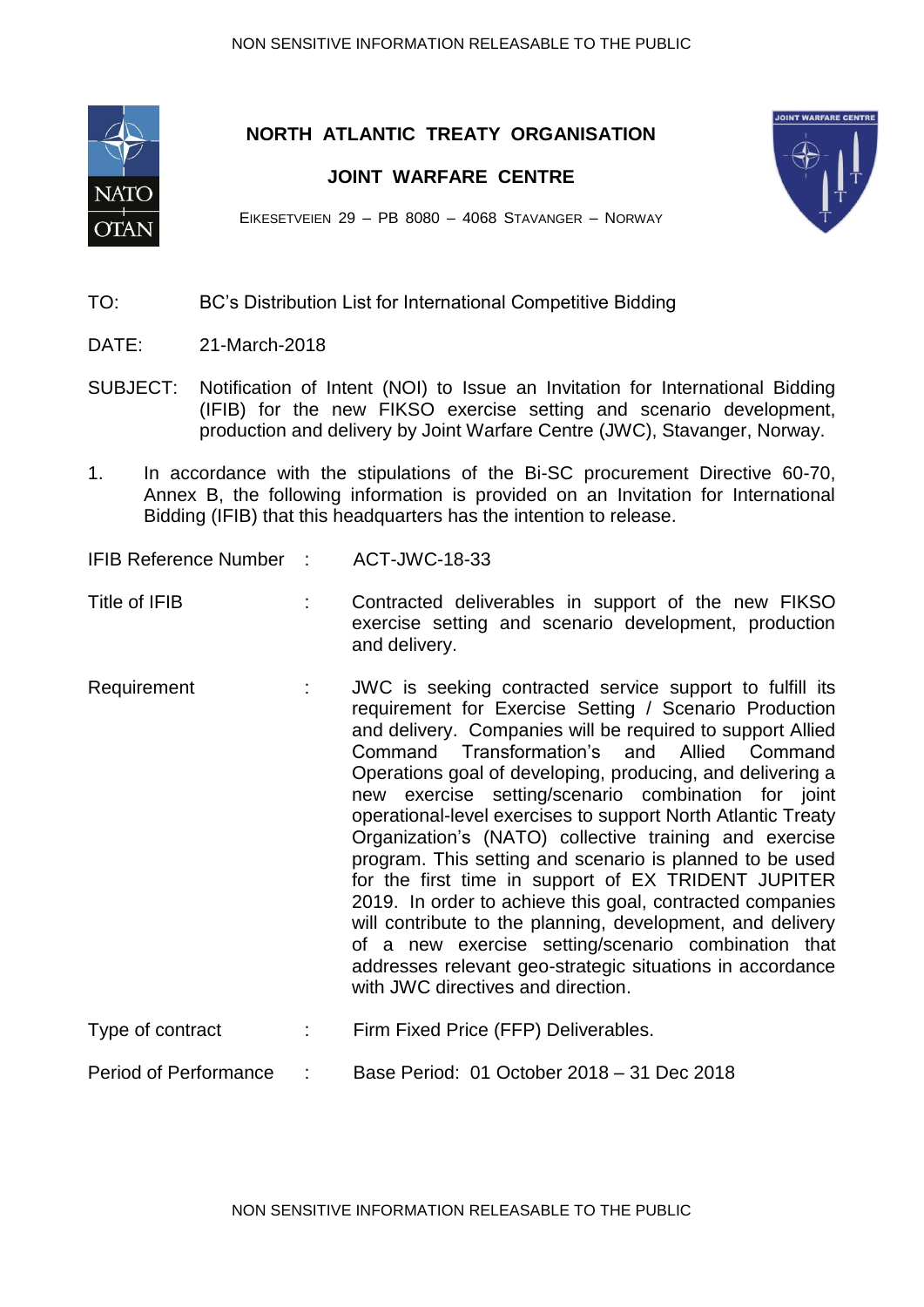# NORTH ATLANTIC TREATY ORGANISATION

## JOINT WARFARE CENTRE

EIKESETVEIEN 29 – PB 8080 – 4068 STAVANGER – NORWAY

TO: BC's Distribution List for International Competitive Bidding

DATE: 21-March-2018

SUBJECT: Notification of Intent (NOI) to Issue an Invitation for International Bidding (IFIB) for the new FIKSO exercise setting and scenario development, production and delivery by Joint Warfare Centre (JWC), Stavanger, Norway.

1. In accordance with the stipulations of the Bi-SC procurement Directive 60-70, Annex B, the following information is provided on an Invitation for International Bidding (IFIB) that this headquarters has the intention to release.

| | | |
|---|---|---|
| IFIB Reference Number | : | ACT-JWC-18-33 |
| Title of IFIB | : | Contracted deliverables in support of the new FIKSO exercise setting and scenario development, production and delivery. |
| Requirement | : | JWC is seeking contracted service support to fulfill its requirement for Exercise Setting / Scenario Production and delivery. Companies will be required to support Allied Command Transformation's and Allied Command Operations goal of developing, producing, and delivering a new exercise setting/scenario combination for joint operational-level exercises to support North Atlantic Treaty Organization's (NATO) collective training and exercise program. This setting and scenario is planned to be used for the first time in support of EX TRIDENT JUPITER 2019. In order to achieve this goal, contracted companies will contribute to the planning, development, and delivery of a new exercise setting/scenario combination that addresses relevant geo-strategic situations in accordance with JWC directives and direction. |
| Type of contract | : | Firm Fixed Price (FFP) Deliverables. |
| Period of Performance | : | Base Period: 01 October 2018 – 31 Dec 2018 |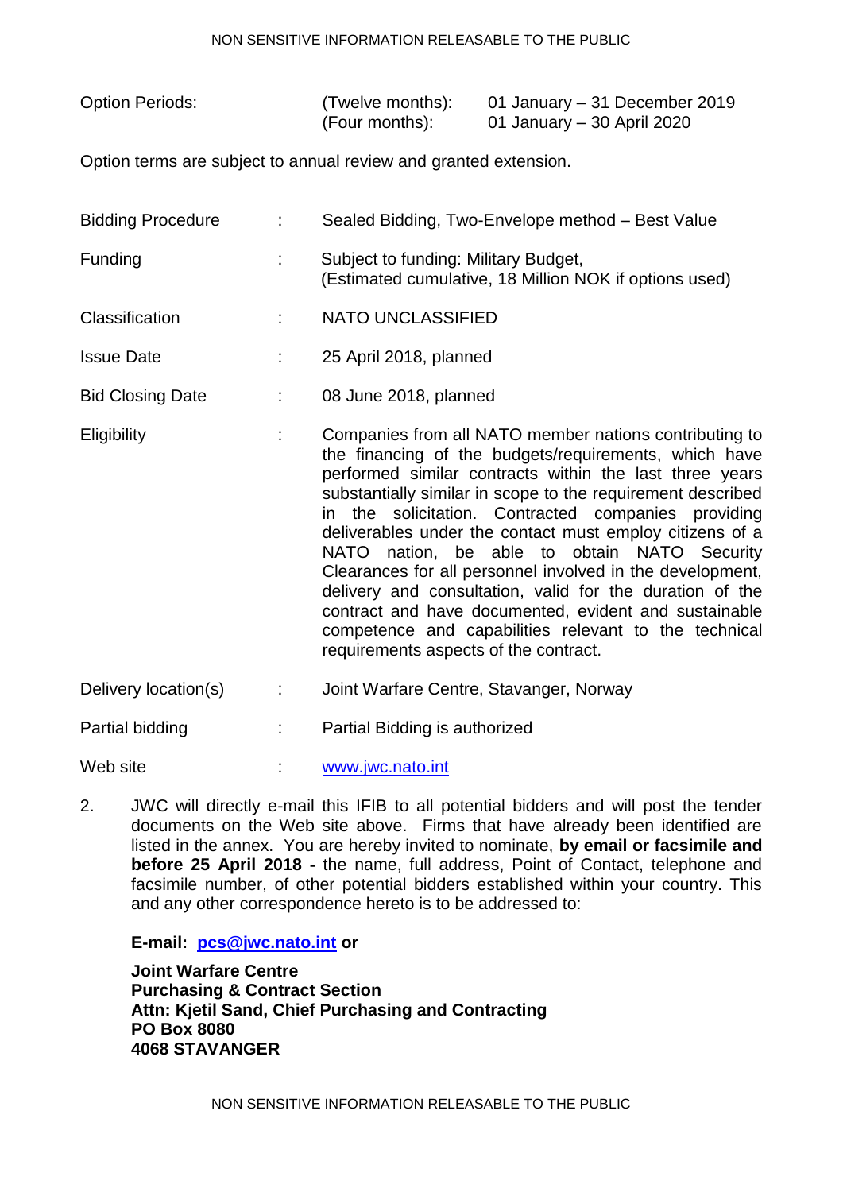| | | | |
|---|---|---|---|
| Option Periods: | | (Twelve months): | 01 January – 31 December 2019 |
| | | (Four months): | 01 January – 30 April 2020 |

Option terms are subject to annual review and granted extension.

| | | |
|---|---|---|
| Bidding Procedure | : | Sealed Bidding, Two-Envelope method – Best Value |
| Funding | : | Subject to funding: Military Budget, (Estimated cumulative, 18 Million NOK if options used) |
| Classification | : | NATO UNCLASSIFIED |
| Issue Date | : | 25 April 2018, planned |
| Bid Closing Date | : | 08 June 2018, planned |
| Eligibility | : | Companies from all NATO member nations contributing to the financing of the budgets/requirements, which have performed similar contracts within the last three years substantially similar in scope to the requirement described in the solicitation. Contracted companies providing deliverables under the contact must employ citizens of a NATO nation, be able to obtain NATO Security Clearances for all personnel involved in the development, delivery and consultation, valid for the duration of the contract and have documented, evident and sustainable competence and capabilities relevant to the technical requirements aspects of the contract. |
| Delivery location(s) | : | Joint Warfare Centre, Stavanger, Norway |
| Partial bidding | : | Partial Bidding is authorized |
| Web site | : | www.jwc.nato.int |

2. JWC will directly e-mail this IFIB to all potential bidders and will post the tender documents on the Web site above. Firms that have already been identified are listed in the annex. You are hereby invited to nominate, **by email or facsimile and before 25 April 2018 -** the name, full address, Point of Contact, telephone and facsimile number, of other potential bidders established within your country. This and any other correspondence hereto is to be addressed to:

**E-mail: pcs@jwc.nato.int or**

**Joint Warfare Centre**
**Purchasing & Contract Section**
**Attn: Kjetil Sand, Chief Purchasing and Contracting**
**PO Box 8080**
**4068 STAVANGER**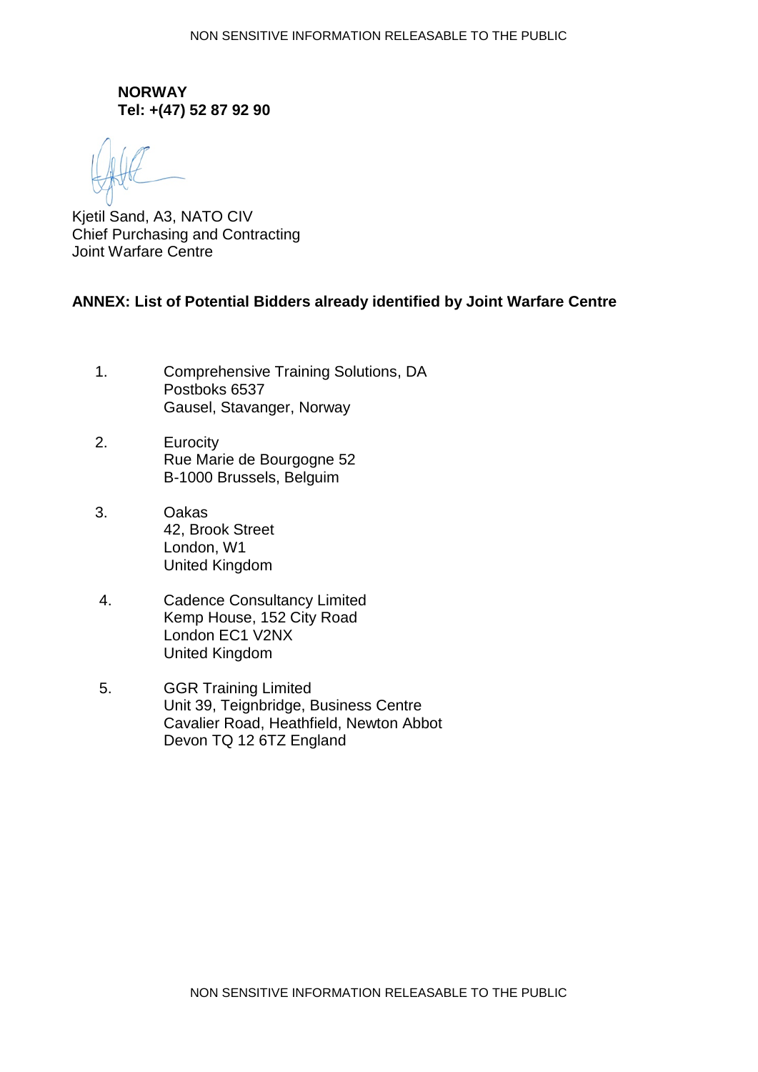**NORWAY**
**Tel: +(47) 52 87 92 90**

Kjetil Sand, A3, NATO CIV
Chief Purchasing and Contracting
Joint Warfare Centre

**ANNEX: List of Potential Bidders already identified by Joint Warfare Centre**

1. Comprehensive Training Solutions, DA
   Postboks 6537
   Gausel, Stavanger, Norway

2. Eurocity
   Rue Marie de Bourgogne 52
   B-1000 Brussels, Belguim

3. Oakas
   42, Brook Street
   London, W1
   United Kingdom

4. Cadence Consultancy Limited
   Kemp House, 152 City Road
   London EC1 V2NX
   United Kingdom

5. GGR Training Limited
   Unit 39, Teignbridge, Business Centre
   Cavalier Road, Heathfield, Newton Abbot
   Devon TQ 12 6TZ England